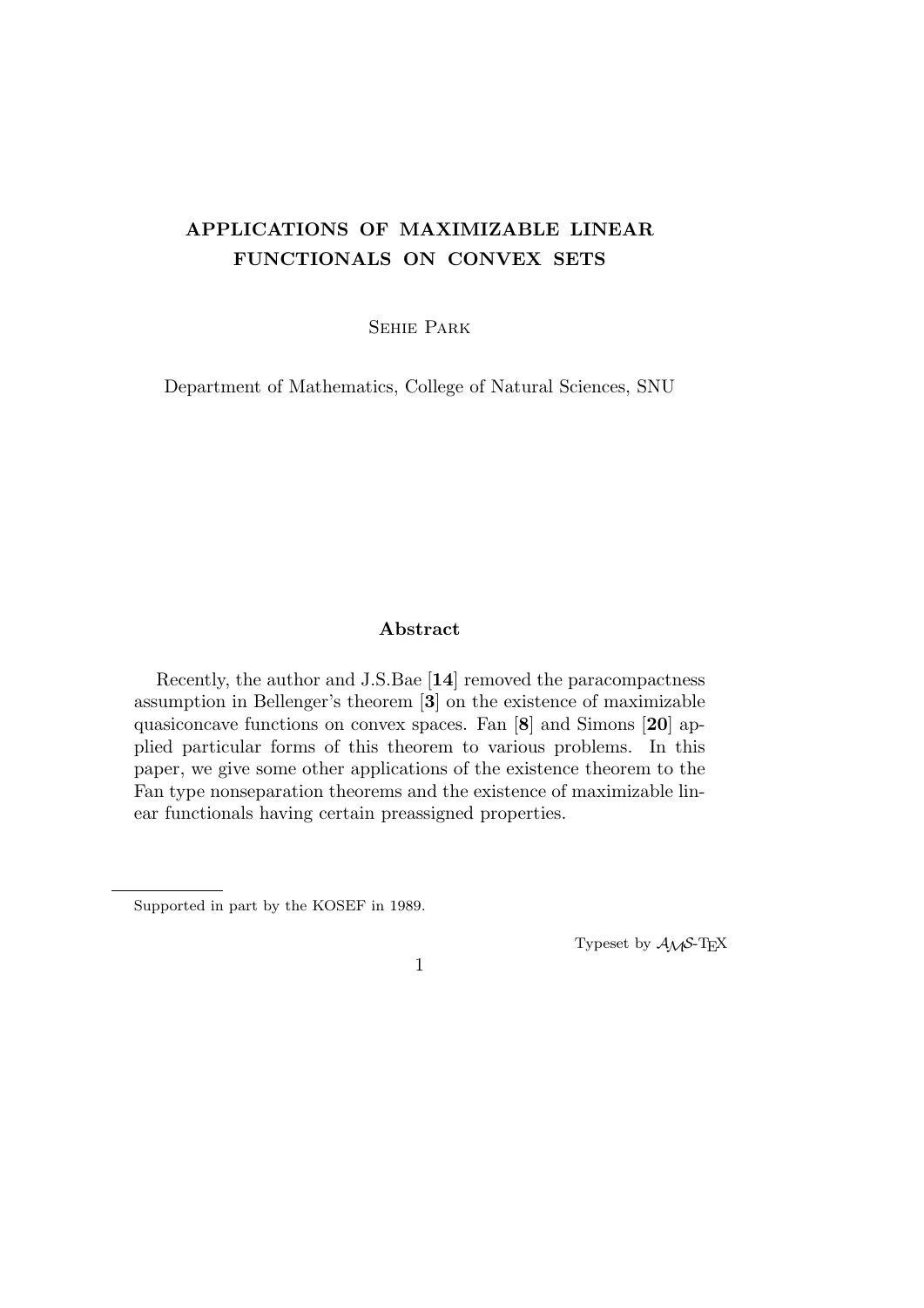# APPLICATIONS OF MAXIMIZABLE LINEAR FUNCTIONALS ON CONVEX SETS

Sehie Park

Department of Mathematics, College of Natural Sciences, SNU

## Abstract

Recently, the author and J.S.Bae [**14**] removed the paracompactness assumption in Bellenger's theorem [**3**] on the existence of maximizable quasiconcave functions on convex spaces. Fan [**8**] and Simons [**20**] applied particular forms of this theorem to various problems. In this paper, we give some other applications of the existence theorem to the Fan type nonseparation theorems and the existence of maximizable linear functionals having certain preassigned properties.

---

Supported in part by the KOSEF in 1989.

Typeset by $\mathcal{A}_{\mathcal{M}}\mathcal{S}$-TEX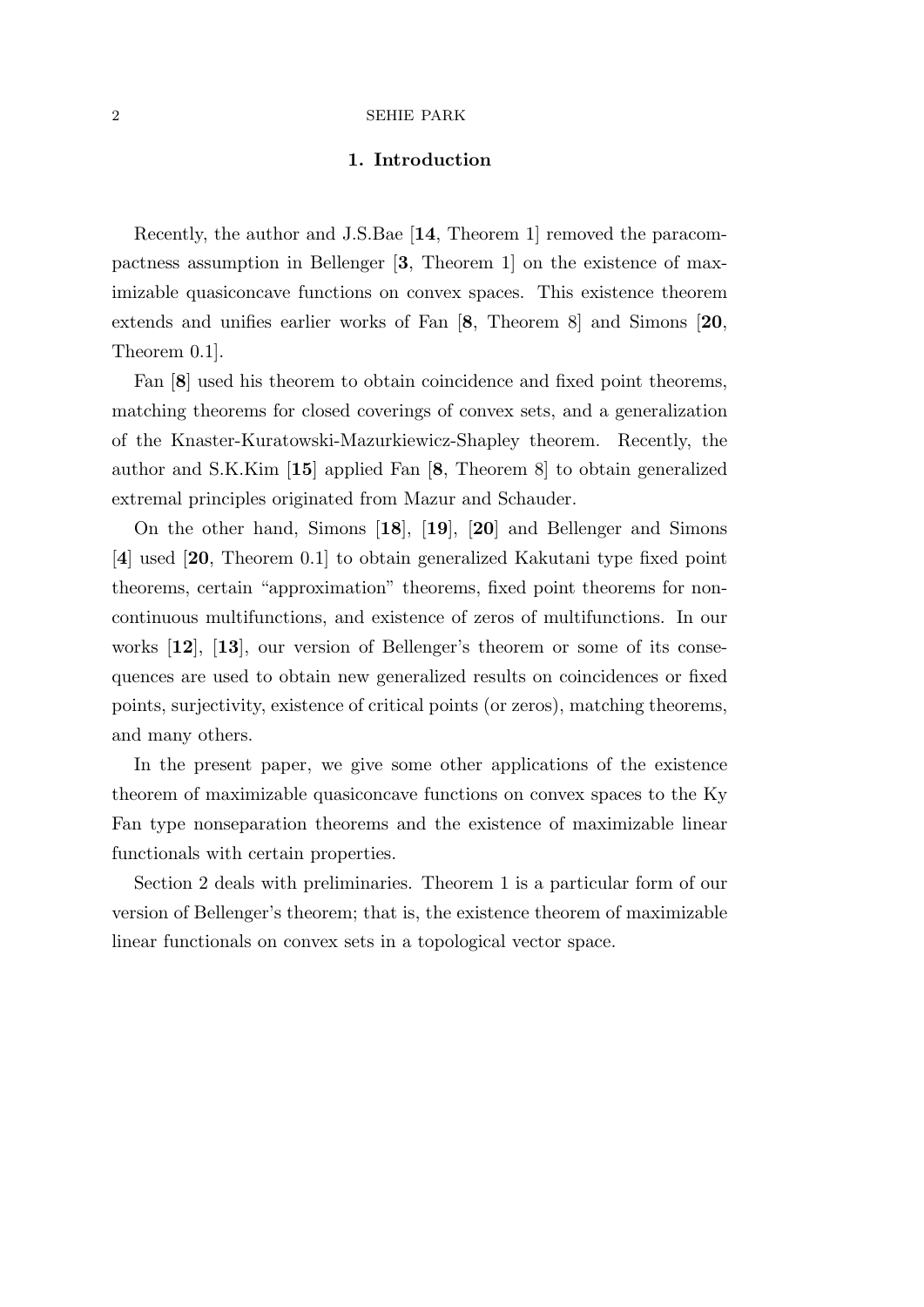## 1. Introduction

Recently, the author and J.S.Bae [**14**, Theorem 1] removed the paracompactness assumption in Bellenger [**3**, Theorem 1] on the existence of maximizable quasiconcave functions on convex spaces. This existence theorem extends and unifies earlier works of Fan [**8**, Theorem 8] and Simons [**20**, Theorem 0.1].

Fan [**8**] used his theorem to obtain coincidence and fixed point theorems, matching theorems for closed coverings of convex sets, and a generalization of the Knaster-Kuratowski-Mazurkiewicz-Shapley theorem. Recently, the author and S.K.Kim [**15**] applied Fan [**8**, Theorem 8] to obtain generalized extremal principles originated from Mazur and Schauder.

On the other hand, Simons [**18**], [**19**], [**20**] and Bellenger and Simons [**4**] used [**20**, Theorem 0.1] to obtain generalized Kakutani type fixed point theorems, certain "approximation" theorems, fixed point theorems for noncontinuous multifunctions, and existence of zeros of multifunctions. In our works [**12**], [**13**], our version of Bellenger's theorem or some of its consequences are used to obtain new generalized results on coincidences or fixed points, surjectivity, existence of critical points (or zeros), matching theorems, and many others.

In the present paper, we give some other applications of the existence theorem of maximizable quasiconcave functions on convex spaces to the Ky Fan type nonseparation theorems and the existence of maximizable linear functionals with certain properties.

Section 2 deals with preliminaries. Theorem 1 is a particular form of our version of Bellenger's theorem; that is, the existence theorem of maximizable linear functionals on convex sets in a topological vector space.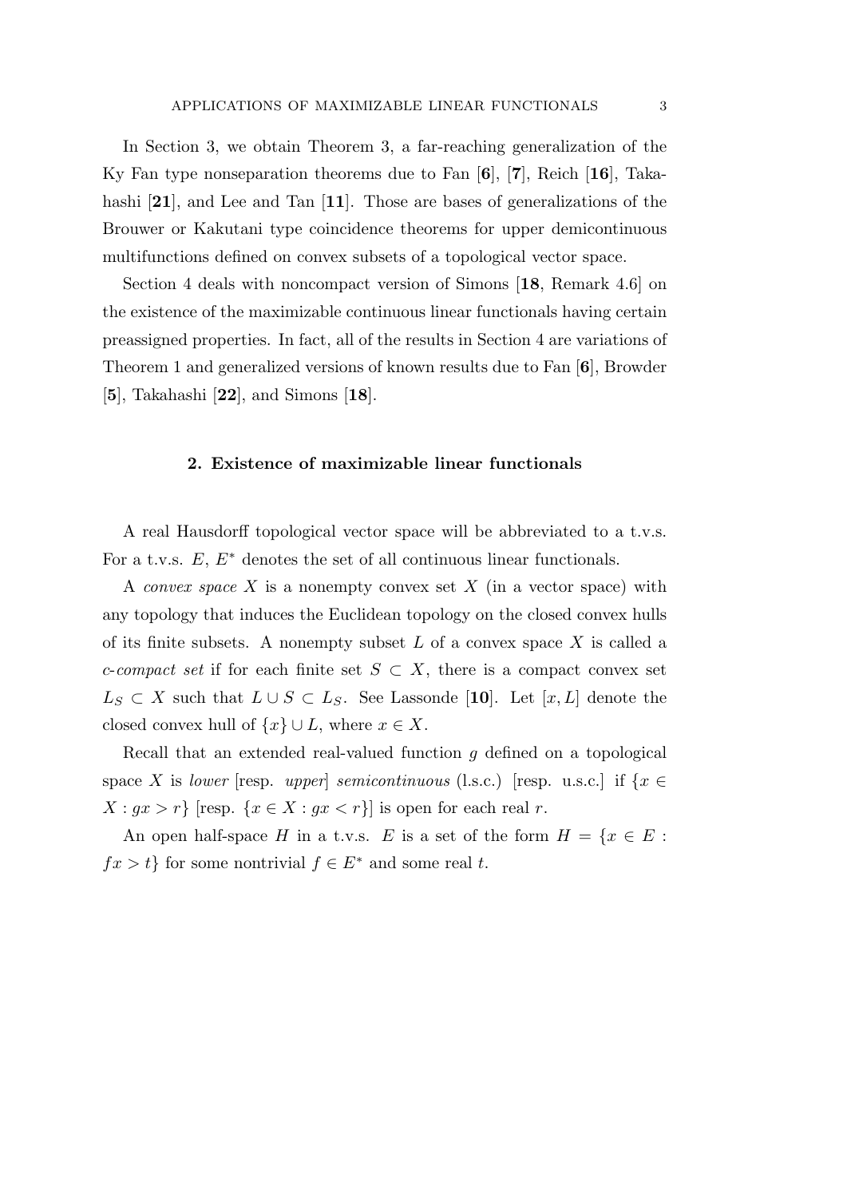In Section 3, we obtain Theorem 3, a far-reaching generalization of the Ky Fan type nonseparation theorems due to Fan [**6**], [**7**], Reich [**16**], Takahashi [**21**], and Lee and Tan [**11**]. Those are bases of generalizations of the Brouwer or Kakutani type coincidence theorems for upper demicontinuous multifunctions defined on convex subsets of a topological vector space.

Section 4 deals with noncompact version of Simons [**18**, Remark 4.6] on the existence of the maximizable continuous linear functionals having certain preassigned properties. In fact, all of the results in Section 4 are variations of Theorem 1 and generalized versions of known results due to Fan [**6**], Browder [**5**], Takahashi [**22**], and Simons [**18**].

## 2. Existence of maximizable linear functionals

A real Hausdorff topological vector space will be abbreviated to a t.v.s. For a t.v.s. $E$, $E^*$ denotes the set of all continuous linear functionals.

A *convex space* $X$ is a nonempty convex set $X$ (in a vector space) with any topology that induces the Euclidean topology on the closed convex hulls of its finite subsets. A nonempty subset $L$ of a convex space $X$ is called a *c-compact set* if for each finite set $S \subset X$, there is a compact convex set $L_S \subset X$ such that $L \cup S \subset L_S$. See Lassonde [**10**]. Let $[x, L]$ denote the closed convex hull of $\{x\} \cup L$, where $x \in X$.

Recall that an extended real-valued function $g$ defined on a topological space $X$ is *lower* [resp. *upper*] *semicontinuous* (l.s.c.) [resp. u.s.c.] if $\{x \in X : gx > r\}$ [resp. $\{x \in X : gx < r\}$] is open for each real $r$.

An open half-space $H$ in a t.v.s. $E$ is a set of the form $H = \{x \in E : fx > t\}$ for some nontrivial $f \in E^*$ and some real $t$.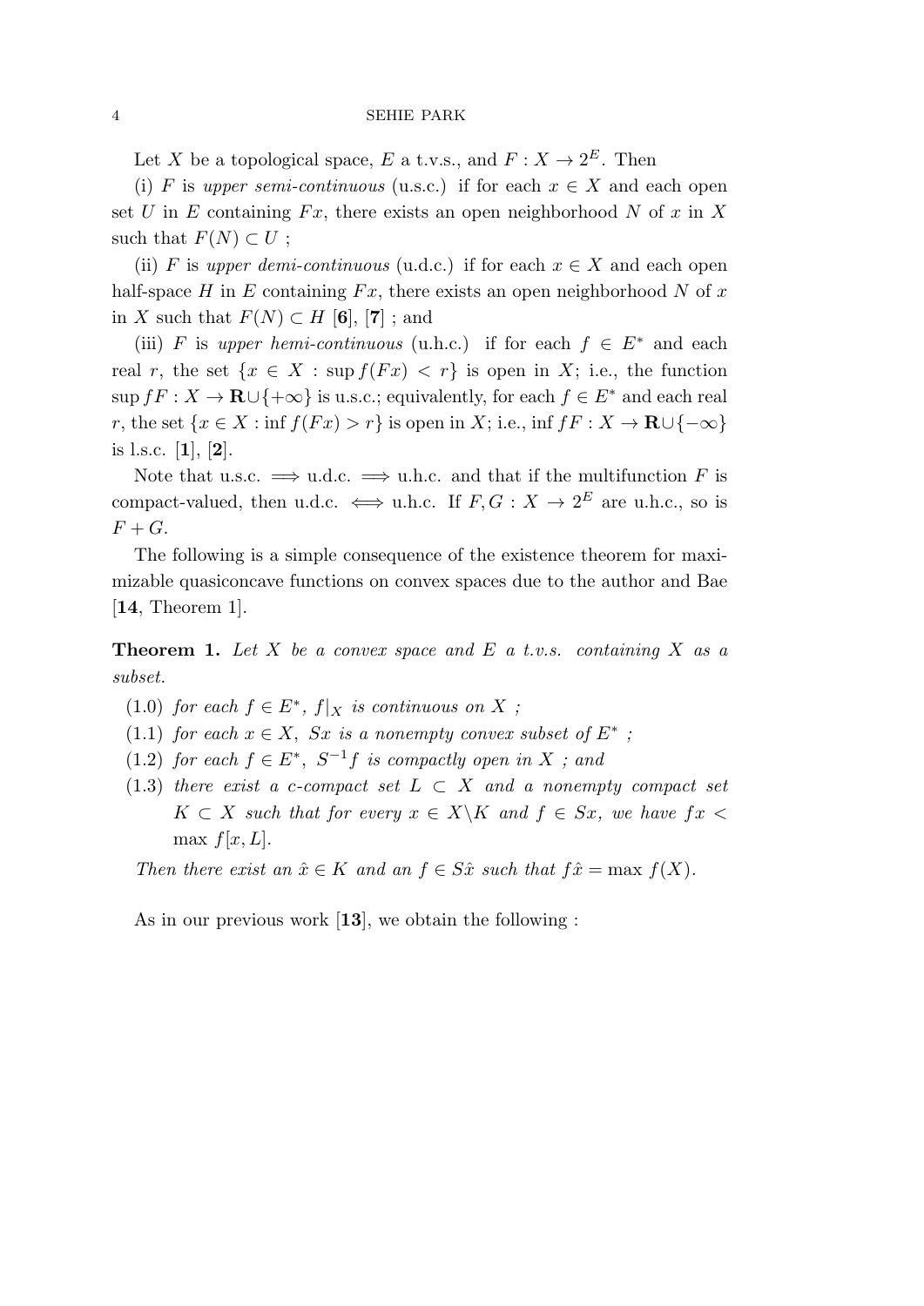Let $X$ be a topological space, $E$ a t.v.s., and $F : X \to 2^E$. Then

(i) $F$ is *upper semi-continuous* (u.s.c.) if for each $x \in X$ and each open set $U$ in $E$ containing $Fx$, there exists an open neighborhood $N$ of $x$ in $X$ such that $F(N) \subset U$ ;

(ii) $F$ is *upper demi-continuous* (u.d.c.) if for each $x \in X$ and each open half-space $H$ in $E$ containing $Fx$, there exists an open neighborhood $N$ of $x$ in $X$ such that $F(N) \subset H$ [**6**], [**7**] ; and

(iii) $F$ is *upper hemi-continuous* (u.h.c.) if for each $f \in E^*$ and each real $r$, the set $\{x \in X : \sup f(Fx) < r\}$ is open in $X$; i.e., the function $\sup fF : X \to \mathbf{R} \cup \{+\infty\}$ is u.s.c.; equivalently, for each $f \in E^*$ and each real $r$, the set $\{x \in X : \inf f(Fx) > r\}$ is open in $X$; i.e., $\inf fF : X \to \mathbf{R} \cup \{-\infty\}$ is l.s.c. [**1**], [**2**].

Note that u.s.c. $\Longrightarrow$ u.d.c. $\Longrightarrow$ u.h.c. and that if the multifunction $F$ is compact-valued, then u.d.c. $\Longleftrightarrow$ u.h.c. If $F, G : X \to 2^E$ are u.h.c., so is $F + G$.

The following is a simple consequence of the existence theorem for maximizable quasiconcave functions on convex spaces due to the author and Bae [**14**, Theorem 1].

**Theorem 1.** *Let $X$ be a convex space and $E$ a t.v.s. containing $X$ as a subset.*

- (1.0) *for each $f \in E^*$, $f|_X$ is continuous on $X$ ;*
- (1.1) *for each $x \in X$, $Sx$ is a nonempty convex subset of $E^*$ ;*
- (1.2) *for each $f \in E^*$, $S^{-1}f$ is compactly open in $X$ ; and*
- (1.3) *there exist a c-compact set $L \subset X$ and a nonempty compact set $K \subset X$ such that for every $x \in X \backslash K$ and $f \in Sx$, we have $fx < \max f[x, L]$.*

*Then there exist an $\hat{x} \in K$ and an $f \in S\hat{x}$ such that $f\hat{x} = \max f(X)$.*

As in our previous work [**13**], we obtain the following :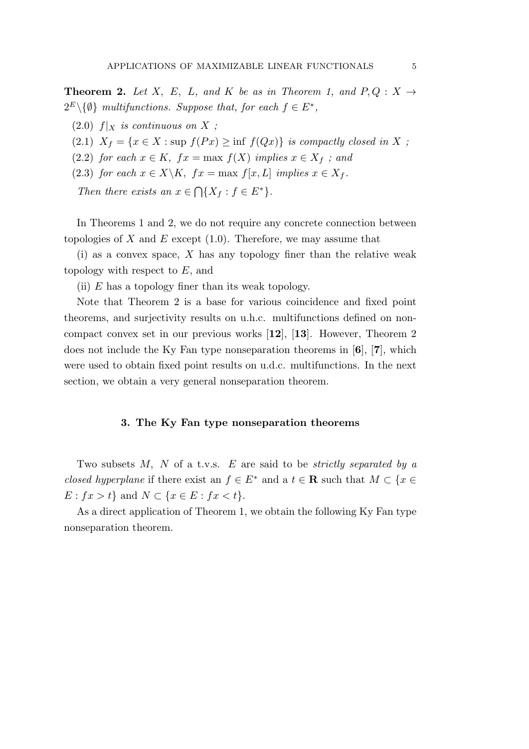**Theorem 2.** *Let $X$, $E$, $L$, and $K$ be as in Theorem 1, and $P, Q : X \to 2^E \backslash \{\emptyset\}$ multifunctions. Suppose that, for each $f \in E^*$,*

(2.0) *$f|_X$ is continuous on $X$ ;*

(2.1) *$X_f = \{x \in X : \sup f(Px) \geq \inf f(Qx)\}$ is compactly closed in $X$ ;*

(2.2) *for each $x \in K$, $fx = \max f(X)$ implies $x \in X_f$ ; and*

(2.3) *for each $x \in X \backslash K$, $fx = \max f[x, L]$ implies $x \in X_f$.*

*Then there exists an $x \in \bigcap \{X_f : f \in E^*\}$.*

In Theorems 1 and 2, we do not require any concrete connection between topologies of $X$ and $E$ except (1.0). Therefore, we may assume that

(i) as a convex space, $X$ has any topology finer than the relative weak topology with respect to $E$, and

(ii) $E$ has a topology finer than its weak topology.

Note that Theorem 2 is a base for various coincidence and fixed point theorems, and surjectivity results on u.h.c. multifunctions defined on noncompact convex set in our previous works [**12**], [**13**]. However, Theorem 2 does not include the Ky Fan type nonseparation theorems in [**6**], [**7**], which were used to obtain fixed point results on u.d.c. multifunctions. In the next section, we obtain a very general nonseparation theorem.

## 3. The Ky Fan type nonseparation theorems

Two subsets $M$, $N$ of a t.v.s. $E$ are said to be *strictly separated by a closed hyperplane* if there exist an $f \in E^*$ and a $t \in \mathbf{R}$ such that $M \subset \{x \in E : fx > t\}$ and $N \subset \{x \in E : fx < t\}$.

As a direct application of Theorem 1, we obtain the following Ky Fan type nonseparation theorem.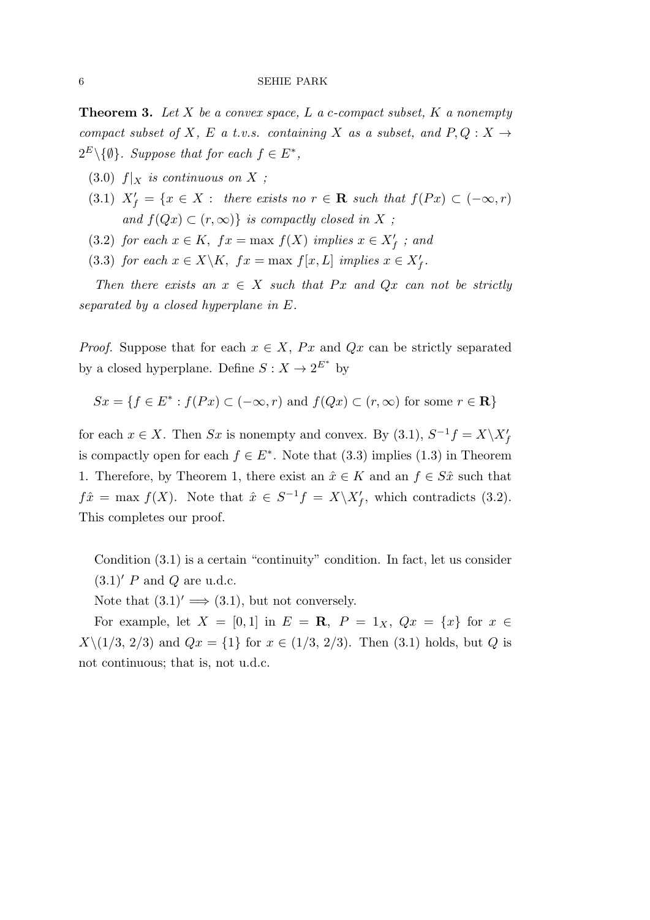**Theorem 3.** *Let $X$ be a convex space, $L$ a c-compact subset, $K$ a nonempty compact subset of $X$, $E$ a t.v.s. containing $X$ as a subset, and $P, Q : X \to 2^E \backslash \{\emptyset\}$. Suppose that for each $f \in E^*$,*

(3.0) *$f|_X$ is continuous on $X$ ;*

(3.1) *$X'_f = \{x \in X :$ there exists no $r \in \mathbf{R}$ such that $f(Px) \subset (-\infty, r)$ and $f(Qx) \subset (r, \infty)\}$ is compactly closed in $X$ ;*

(3.2) *for each $x \in K$, $fx = \max f(X)$ implies $x \in X'_f$ ; and*

(3.3) *for each $x \in X \backslash K$, $fx = \max f[x, L]$ implies $x \in X'_f$.*

*Then there exists an $x \in X$ such that $Px$ and $Qx$ can not be strictly separated by a closed hyperplane in $E$.*

*Proof.* Suppose that for each $x \in X$, $Px$ and $Qx$ can be strictly separated by a closed hyperplane. Define $S : X \to 2^{E^*}$ by

$$Sx = \{f \in E^* : f(Px) \subset (-\infty, r) \text{ and } f(Qx) \subset (r, \infty) \text{ for some } r \in \mathbf{R}\}$$

for each $x \in X$. Then $Sx$ is nonempty and convex. By (3.1), $S^{-1}f = X \backslash X'_f$ is compactly open for each $f \in E^*$. Note that (3.3) implies (1.3) in Theorem 1. Therefore, by Theorem 1, there exist an $\hat{x} \in K$ and an $f \in S\hat{x}$ such that $f\hat{x} = \max f(X)$. Note that $\hat{x} \in S^{-1}f = X \backslash X'_f$, which contradicts (3.2). This completes our proof.

Condition (3.1) is a certain "continuity" condition. In fact, let us consider

$(3.1)'$ $P$ and $Q$ are u.d.c.

Note that $(3.1)' \Longrightarrow (3.1)$, but not conversely.

For example, let $X = [0, 1]$ in $E = \mathbf{R}$, $P = 1_X$, $Qx = \{x\}$ for $x \in X \backslash (1/3, 2/3)$ and $Qx = \{1\}$ for $x \in (1/3, 2/3)$. Then (3.1) holds, but $Q$ is not continuous; that is, not u.d.c.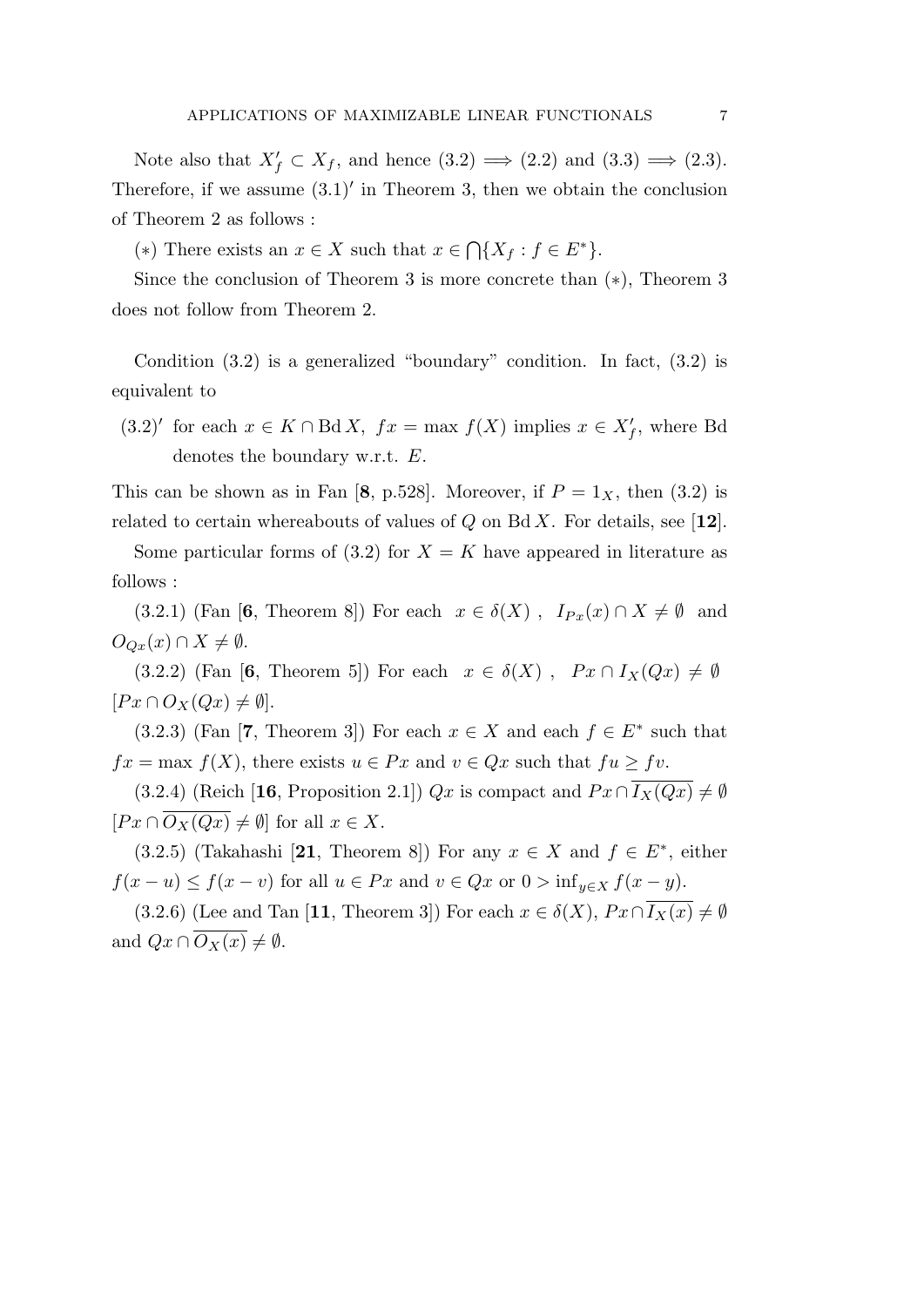Note also that $X'_f \subset X_f$, and hence (3.2) $\Longrightarrow$ (2.2) and (3.3) $\Longrightarrow$ (2.3). Therefore, if we assume $(3.1)'$ in Theorem 3, then we obtain the conclusion of Theorem 2 as follows :

$(*)$ There exists an $x \in X$ such that $x \in \bigcap\{X_f : f \in E^*\}$.

Since the conclusion of Theorem 3 is more concrete than $(*)$, Theorem 3 does not follow from Theorem 2.

Condition (3.2) is a generalized "boundary" condition. In fact, (3.2) is equivalent to

$(3.2)'$ for each $x \in K \cap \operatorname{Bd} X$, $fx = \max f(X)$ implies $x \in X'_f$, where Bd denotes the boundary w.r.t. $E$.

This can be shown as in Fan [**8**, p.528]. Moreover, if $P = 1_X$, then (3.2) is related to certain whereabouts of values of $Q$ on $\operatorname{Bd} X$. For details, see [**12**].

Some particular forms of (3.2) for $X = K$ have appeared in literature as follows :

(3.2.1) (Fan [**6**, Theorem 8]) For each $x \in \delta(X)$ , $I_{Px}(x) \cap X \neq \emptyset$ and $O_{Qx}(x) \cap X \neq \emptyset$.

(3.2.2) (Fan [**6**, Theorem 5]) For each $x \in \delta(X)$ , $Px \cap I_X(Qx) \neq \emptyset$ $[Px \cap O_X(Qx) \neq \emptyset]$.

(3.2.3) (Fan [**7**, Theorem 3]) For each $x \in X$ and each $f \in E^*$ such that $fx = \max f(X)$, there exists $u \in Px$ and $v \in Qx$ such that $fu \geq fv$.

(3.2.4) (Reich [**16**, Proposition 2.1]) $Qx$ is compact and $Px \cap \overline{I_X(Qx)} \neq \emptyset$ $[Px \cap \overline{O_X(Qx)} \neq \emptyset]$ for all $x \in X$.

(3.2.5) (Takahashi [**21**, Theorem 8]) For any $x \in X$ and $f \in E^*$, either $f(x - u) \leq f(x - v)$ for all $u \in Px$ and $v \in Qx$ or $0 > \inf_{y \in X} f(x - y)$.

(3.2.6) (Lee and Tan [**11**, Theorem 3]) For each $x \in \delta(X)$, $Px \cap \overline{I_X(x)} \neq \emptyset$ and $Qx \cap \overline{O_X(x)} \neq \emptyset$.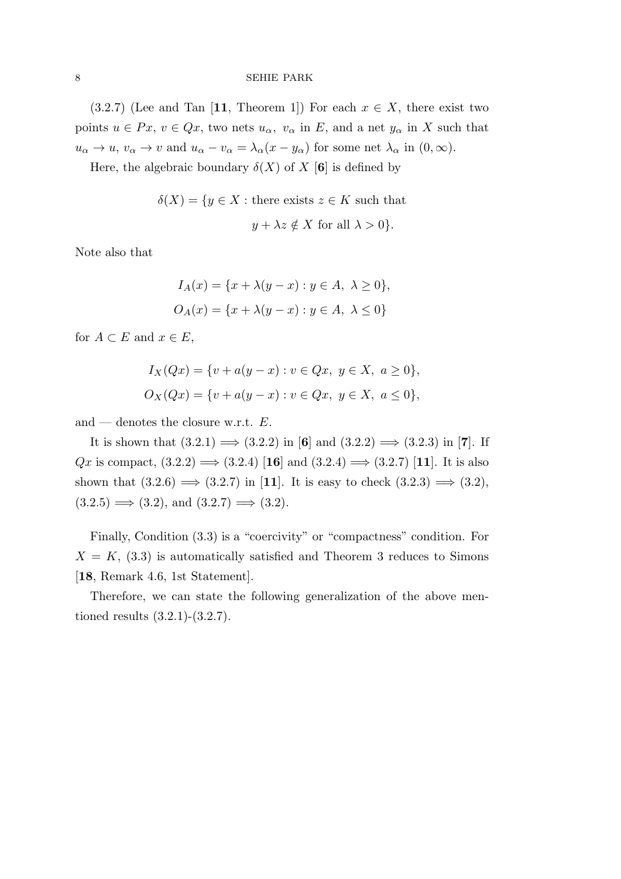(3.2.7) (Lee and Tan [**11**, Theorem 1]) For each $x \in X$, there exist two points $u \in Px$, $v \in Qx$, two nets $u_\alpha,\ v_\alpha$ in $E$, and a net $y_\alpha$ in $X$ such that $u_\alpha \to u$, $v_\alpha \to v$ and $u_\alpha - v_\alpha = \lambda_\alpha(x - y_\alpha)$ for some net $\lambda_\alpha$ in $(0, \infty)$.

Here, the algebraic boundary $\delta(X)$ of $X$ [**6**] is defined by

$$\delta(X) = \{y \in X : \text{there exists } z \in K \text{ such that} \\ y + \lambda z \notin X \text{ for all } \lambda > 0\}.$$

Note also that

$$I_A(x) = \{x + \lambda(y - x) : y \in A,\ \lambda \geq 0\},$$
$$O_A(x) = \{x + \lambda(y - x) : y \in A,\ \lambda \leq 0\}$$

for $A \subset E$ and $x \in E$,

$$I_X(Qx) = \{v + a(y - x) : v \in Qx,\ y \in X,\ a \geq 0\},$$
$$O_X(Qx) = \{v + a(y - x) : v \in Qx,\ y \in X,\ a \leq 0\},$$

and — denotes the closure w.r.t. $E$.

It is shown that (3.2.1) $\Longrightarrow$ (3.2.2) in [**6**] and (3.2.2) $\Longrightarrow$ (3.2.3) in [**7**]. If $Qx$ is compact, (3.2.2) $\Longrightarrow$ (3.2.4) [**16**] and (3.2.4) $\Longrightarrow$ (3.2.7) [**11**]. It is also shown that (3.2.6) $\Longrightarrow$ (3.2.7) in [**11**]. It is easy to check (3.2.3) $\Longrightarrow$ (3.2), (3.2.5) $\Longrightarrow$ (3.2), and (3.2.7) $\Longrightarrow$ (3.2).

Finally, Condition (3.3) is a "coercivity" or "compactness" condition. For $X = K$, (3.3) is automatically satisfied and Theorem 3 reduces to Simons [**18**, Remark 4.6, 1st Statement].

Therefore, we can state the following generalization of the above mentioned results (3.2.1)-(3.2.7).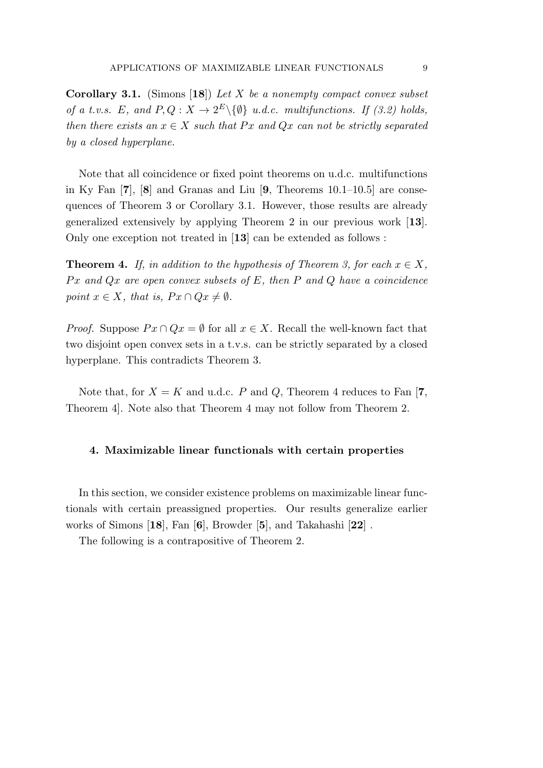**Corollary 3.1.** (Simons [**18**]) *Let $X$ be a nonempty compact convex subset of a t.v.s. $E$, and $P, Q : X \to 2^E \backslash \{\emptyset\}$ u.d.c. multifunctions. If (3.2) holds, then there exists an $x \in X$ such that $Px$ and $Qx$ can not be strictly separated by a closed hyperplane.*

Note that all coincidence or fixed point theorems on u.d.c. multifunctions in Ky Fan [**7**], [**8**] and Granas and Liu [**9**, Theorems 10.1–10.5] are consequences of Theorem 3 or Corollary 3.1. However, those results are already generalized extensively by applying Theorem 2 in our previous work [**13**]. Only one exception not treated in [**13**] can be extended as follows :

**Theorem 4.** *If, in addition to the hypothesis of Theorem 3, for each $x \in X$, $Px$ and $Qx$ are open convex subsets of $E$, then $P$ and $Q$ have a coincidence point $x \in X$, that is, $Px \cap Qx \neq \emptyset$.*

*Proof.* Suppose $Px \cap Qx = \emptyset$ for all $x \in X$. Recall the well-known fact that two disjoint open convex sets in a t.v.s. can be strictly separated by a closed hyperplane. This contradicts Theorem 3.

Note that, for $X = K$ and u.d.c. $P$ and $Q$, Theorem 4 reduces to Fan [**7**, Theorem 4]. Note also that Theorem 4 may not follow from Theorem 2.

## 4. Maximizable linear functionals with certain properties

In this section, we consider existence problems on maximizable linear functionals with certain preassigned properties. Our results generalize earlier works of Simons [**18**], Fan [**6**], Browder [**5**], and Takahashi [**22**] .

The following is a contrapositive of Theorem 2.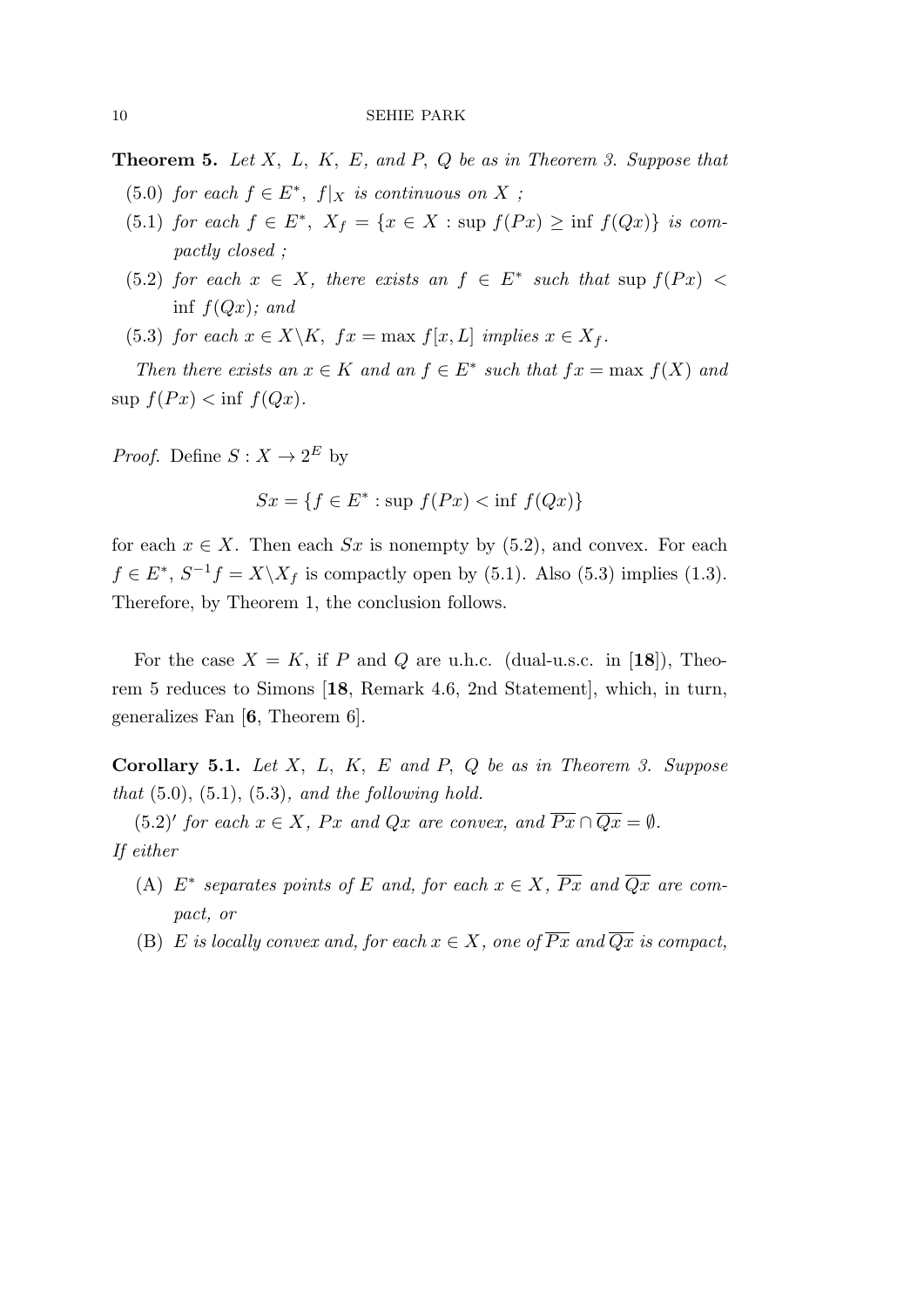**Theorem 5.** *Let $X$, $L$, $K$, $E$, and $P$, $Q$ be as in Theorem 3. Suppose that*

(5.0) *for each $f \in E^*$, $f|_X$ is continuous on $X$ ;*

(5.1) *for each $f \in E^*$, $X_f = \{x \in X : \sup f(Px) \geq \inf f(Qx)\}$ is compactly closed ;*

(5.2) *for each $x \in X$, there exists an $f \in E^*$ such that $\sup f(Px) < \inf f(Qx)$; and*

(5.3) *for each $x \in X \backslash K$, $fx = \max f[x, L]$ implies $x \in X_f$.*

*Then there exists an $x \in K$ and an $f \in E^*$ such that $fx = \max f(X)$ and $\sup f(Px) < \inf f(Qx)$.*

*Proof.* Define $S : X \to 2^E$ by

$$Sx = \{f \in E^* : \sup f(Px) < \inf f(Qx)\}$$

for each $x \in X$. Then each $Sx$ is nonempty by (5.2), and convex. For each $f \in E^*$, $S^{-1}f = X \backslash X_f$ is compactly open by (5.1). Also (5.3) implies (1.3). Therefore, by Theorem 1, the conclusion follows.

For the case $X = K$, if $P$ and $Q$ are u.h.c. (dual-u.s.c. in [**18**]), Theorem 5 reduces to Simons [**18**, Remark 4.6, 2nd Statement], which, in turn, generalizes Fan [**6**, Theorem 6].

**Corollary 5.1.** *Let $X$, $L$, $K$, $E$ and $P$, $Q$ be as in Theorem 3. Suppose that* (5.0), (5.1), (5.3)*, and the following hold.*

(5.2)′ *for each $x \in X$, $Px$ and $Qx$ are convex, and $\overline{Px} \cap \overline{Qx} = \emptyset$.*

*If either*

(A) *$E^*$ separates points of $E$ and, for each $x \in X$, $\overline{Px}$ and $\overline{Qx}$ are compact, or*

(B) *$E$ is locally convex and, for each $x \in X$, one of $\overline{Px}$ and $\overline{Qx}$ is compact,*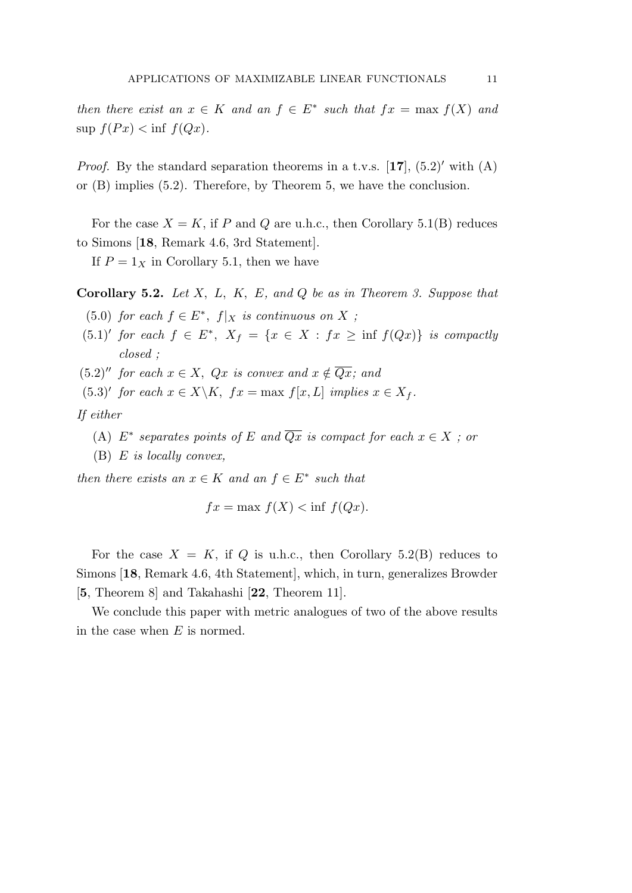*then there exist an* $x \in K$ *and an* $f \in E^*$ *such that* $fx = \max f(X)$ *and* $\sup f(Px) < \inf f(Qx)$.

*Proof.* By the standard separation theorems in a t.v.s. [**17**], $(5.2)'$ with (A) or (B) implies (5.2). Therefore, by Theorem 5, we have the conclusion.

For the case $X = K$, if $P$ and $Q$ are u.h.c., then Corollary 5.1(B) reduces to Simons [**18**, Remark 4.6, 3rd Statement].

If $P = 1_X$ in Corollary 5.1, then we have

**Corollary 5.2.** *Let* $X$, $L$, $K$, $E$, *and* $Q$ *be as in Theorem 3. Suppose that*

- (5.0) *for each* $f \in E^*$, $f|_X$ *is continuous on* $X$ ;
- $(5.1)'$ *for each* $f \in E^*$, $X_f = \{x \in X : fx \geq \inf f(Qx)\}$ *is compactly closed ;*
- $(5.2)''$ *for each* $x \in X$, $Qx$ *is convex and* $x \notin \overline{Qx}$; *and*
- $(5.3)'$ *for each* $x \in X \backslash K$, $fx = \max f[x, L]$ *implies* $x \in X_f$.

*If either*

- (A) $E^*$ *separates points of* $E$ *and* $\overline{Qx}$ *is compact for each* $x \in X$ ; *or*
- (B) $E$ *is locally convex,*

*then there exists an* $x \in K$ *and an* $f \in E^*$ *such that*

$$fx = \max f(X) < \inf f(Qx).$$

For the case $X = K$, if $Q$ is u.h.c., then Corollary 5.2(B) reduces to Simons [**18**, Remark 4.6, 4th Statement], which, in turn, generalizes Browder [**5**, Theorem 8] and Takahashi [**22**, Theorem 11].

We conclude this paper with metric analogues of two of the above results in the case when $E$ is normed.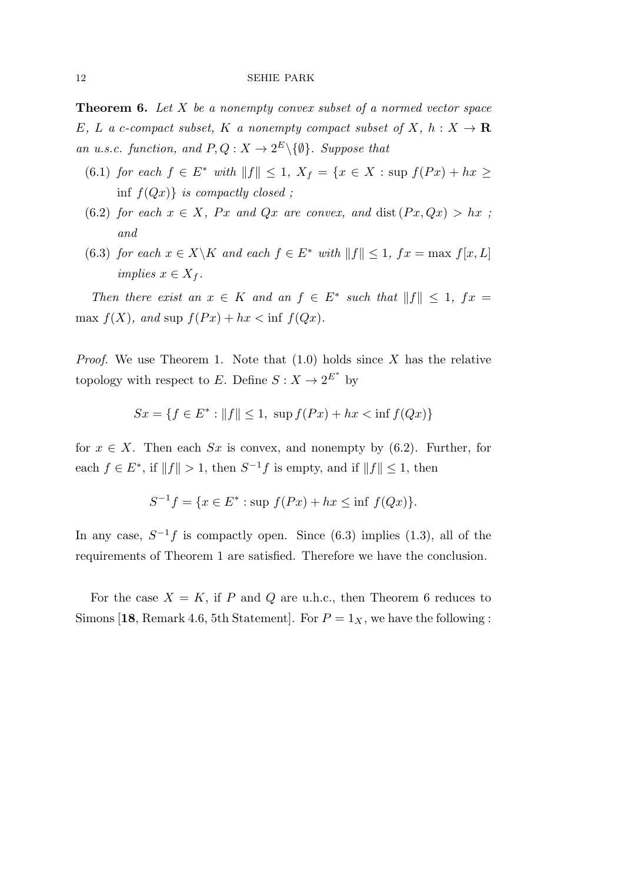**Theorem 6.** *Let $X$ be a nonempty convex subset of a normed vector space $E$, $L$ a c-compact subset, $K$ a nonempty compact subset of $X$, $h : X \to \mathbf{R}$ an u.s.c. function, and $P, Q : X \to 2^E \backslash \{\emptyset\}$. Suppose that*

- (6.1) *for each $f \in E^*$ with $\|f\| \leq 1$, $X_f = \{x \in X : \sup f(Px) + hx \geq \inf f(Qx)\}$ is compactly closed ;*
- (6.2) *for each $x \in X$, $Px$ and $Qx$ are convex, and $\operatorname{dist}(Px, Qx) > hx$ ; and*
- (6.3) *for each $x \in X \backslash K$ and each $f \in E^*$ with $\|f\| \leq 1$, $fx = \max f[x, L]$ implies $x \in X_f$.*

*Then there exist an $x \in K$ and an $f \in E^*$ such that $\|f\| \leq 1$, $fx = \max f(X)$, and $\sup f(Px) + hx < \inf f(Qx)$.*

*Proof.* We use Theorem 1. Note that (1.0) holds since $X$ has the relative topology with respect to $E$. Define $S : X \to 2^{E^*}$ by

$$Sx = \{f \in E^* : \|f\| \leq 1,\ \sup f(Px) + hx < \inf f(Qx)\}$$

for $x \in X$. Then each $Sx$ is convex, and nonempty by (6.2). Further, for each $f \in E^*$, if $\|f\| > 1$, then $S^{-1}f$ is empty, and if $\|f\| \leq 1$, then

$$S^{-1}f = \{x \in E^* : \sup f(Px) + hx \leq \inf f(Qx)\}.$$

In any case, $S^{-1}f$ is compactly open. Since (6.3) implies (1.3), all of the requirements of Theorem 1 are satisfied. Therefore we have the conclusion.

For the case $X = K$, if $P$ and $Q$ are u.h.c., then Theorem 6 reduces to Simons [**18**, Remark 4.6, 5th Statement]. For $P = 1_X$, we have the following :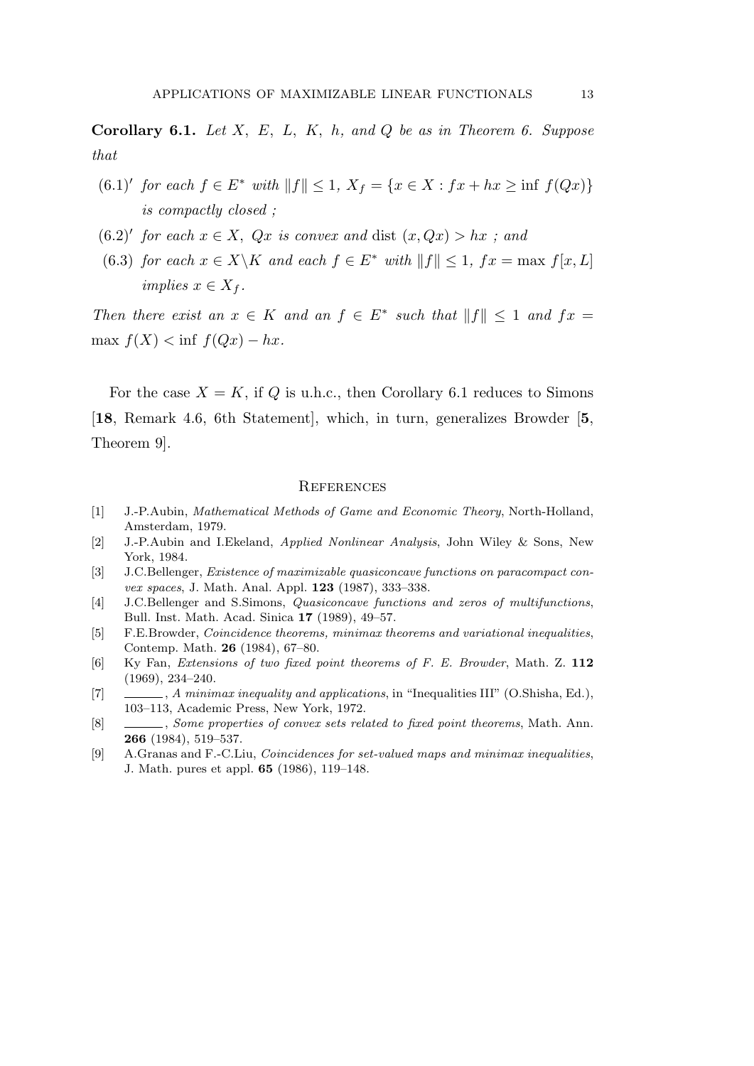**Corollary 6.1.** *Let $X$, $E$, $L$, $K$, $h$, and $Q$ be as in Theorem 6. Suppose that*

- $(6.1)'$ *for each $f \in E^*$ with $\|f\| \leq 1$, $X_f = \{x \in X : fx + hx \geq \inf\, f(Qx)\}$ is compactly closed ;*
- $(6.2)'$ *for each $x \in X$, $Qx$ is convex and* $\text{dist}\,(x, Qx) > hx$ *; and*
- $(6.3)$ *for each $x \in X \backslash K$ and each $f \in E^*$ with $\|f\| \leq 1$, $fx = \max\, f[x, L]$ implies $x \in X_f$.*

*Then there exist an $x \in K$ and an $f \in E^*$ such that $\|f\| \leq 1$ and $fx = \max\, f(X) < \inf\, f(Qx) - hx$.*

For the case $X = K$, if $Q$ is u.h.c., then Corollary 6.1 reduces to Simons [**18**, Remark 4.6, 6th Statement], which, in turn, generalizes Browder [**5**, Theorem 9].

## References

[1] J.-P.Aubin, *Mathematical Methods of Game and Economic Theory*, North-Holland, Amsterdam, 1979.

[2] J.-P.Aubin and I.Ekeland, *Applied Nonlinear Analysis*, John Wiley & Sons, New York, 1984.

[3] J.C.Bellenger, *Existence of maximizable quasiconcave functions on paracompact convex spaces*, J. Math. Anal. Appl. **123** (1987), 333–338.

[4] J.C.Bellenger and S.Simons, *Quasiconcave functions and zeros of multifunctions*, Bull. Inst. Math. Acad. Sinica **17** (1989), 49–57.

[5] F.E.Browder, *Coincidence theorems, minimax theorems and variational inequalities*, Contemp. Math. **26** (1984), 67–80.

[6] Ky Fan, *Extensions of two fixed point theorems of F. E. Browder*, Math. Z. **112** (1969), 234–240.

[7] ———, *A minimax inequality and applications*, in "Inequalities III" (O.Shisha, Ed.), 103–113, Academic Press, New York, 1972.

[8] ———, *Some properties of convex sets related to fixed point theorems*, Math. Ann. **266** (1984), 519–537.

[9] A.Granas and F.-C.Liu, *Coincidences for set-valued maps and minimax inequalities*, J. Math. pures et appl. **65** (1986), 119–148.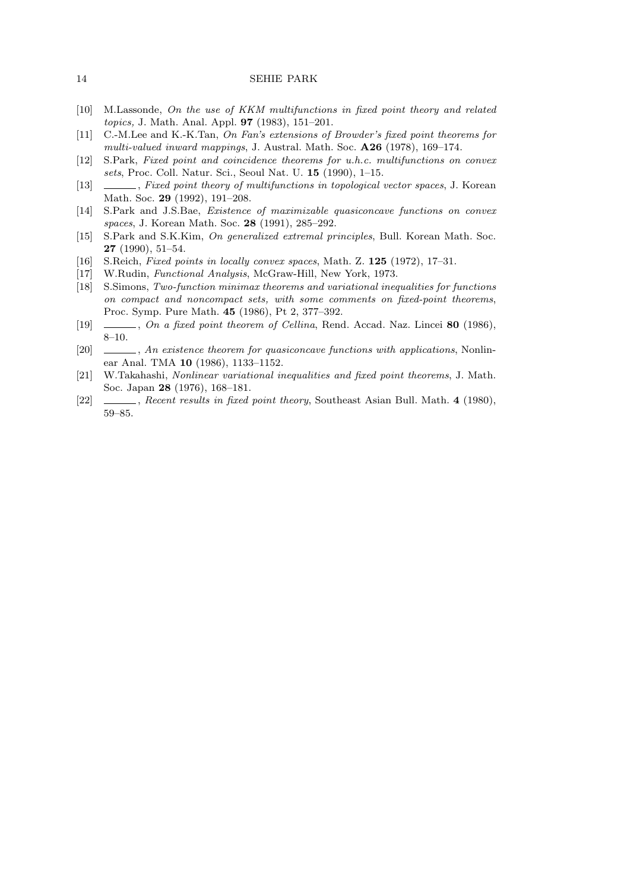[10] M.Lassonde, *On the use of KKM multifunctions in fixed point theory and related topics,* J. Math. Anal. Appl. **97** (1983), 151–201.

[11] C.-M.Lee and K.-K.Tan, *On Fan's extensions of Browder's fixed point theorems for multi-valued inward mappings*, J. Austral. Math. Soc. **A26** (1978), 169–174.

[12] S.Park, *Fixed point and coincidence theorems for u.h.c. multifunctions on convex sets*, Proc. Coll. Natur. Sci., Seoul Nat. U. **15** (1990), 1–15.

[13] ______, *Fixed point theory of multifunctions in topological vector spaces*, J. Korean Math. Soc. **29** (1992), 191–208.

[14] S.Park and J.S.Bae, *Existence of maximizable quasiconcave functions on convex spaces*, J. Korean Math. Soc. **28** (1991), 285–292.

[15] S.Park and S.K.Kim, *On generalized extremal principles*, Bull. Korean Math. Soc. **27** (1990), 51–54.

[16] S.Reich, *Fixed points in locally convex spaces*, Math. Z. **125** (1972), 17–31.

[17] W.Rudin, *Functional Analysis*, McGraw-Hill, New York, 1973.

[18] S.Simons, *Two-function minimax theorems and variational inequalities for functions on compact and noncompact sets, with some comments on fixed-point theorems*, Proc. Symp. Pure Math. **45** (1986), Pt 2, 377–392.

[19] ______, *On a fixed point theorem of Cellina*, Rend. Accad. Naz. Lincei **80** (1986), 8–10.

[20] ______, *An existence theorem for quasiconcave functions with applications*, Nonlinear Anal. TMA **10** (1986), 1133–1152.

[21] W.Takahashi, *Nonlinear variational inequalities and fixed point theorems*, J. Math. Soc. Japan **28** (1976), 168–181.

[22] ______, *Recent results in fixed point theory*, Southeast Asian Bull. Math. **4** (1980), 59–85.